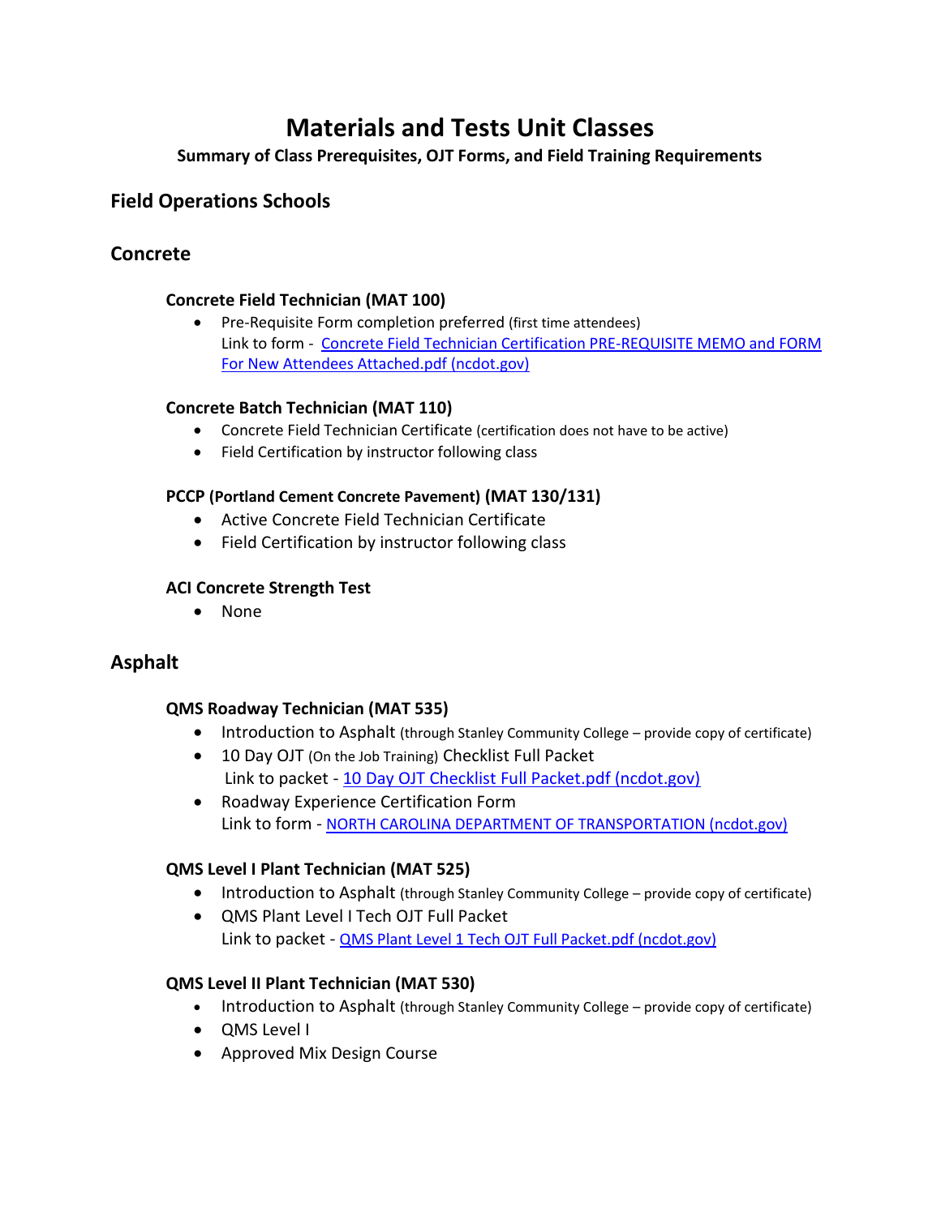# Materials and Tests Unit Classes

**Summary of Class Prerequisites, OJT Forms, and Field Training Requirements**

## Field Operations Schools

## Concrete

### Concrete Field Technician (MAT 100)

- Pre-Requisite Form completion preferred (first time attendees)
  Link to form - [Concrete Field Technician Certification PRE-REQUISITE MEMO and FORM For New Attendees Attached.pdf (ncdot.gov)]()

### Concrete Batch Technician (MAT 110)

- Concrete Field Technician Certificate (certification does not have to be active)
- Field Certification by instructor following class

### PCCP (Portland Cement Concrete Pavement) (MAT 130/131)

- Active Concrete Field Technician Certificate
- Field Certification by instructor following class

### ACI Concrete Strength Test

- None

## Asphalt

### QMS Roadway Technician (MAT 535)

- Introduction to Asphalt (through Stanley Community College – provide copy of certificate)
- 10 Day OJT (On the Job Training) Checklist Full Packet
  Link to packet - [10 Day OJT Checklist Full Packet.pdf (ncdot.gov)]()
- Roadway Experience Certification Form
  Link to form - [NORTH CAROLINA DEPARTMENT OF TRANSPORTATION (ncdot.gov)]()

### QMS Level I Plant Technician (MAT 525)

- Introduction to Asphalt (through Stanley Community College – provide copy of certificate)
- QMS Plant Level I Tech OJT Full Packet
  Link to packet - [QMS Plant Level 1 Tech OJT Full Packet.pdf (ncdot.gov)]()

### QMS Level II Plant Technician (MAT 530)

- Introduction to Asphalt (through Stanley Community College – provide copy of certificate)
- QMS Level I
- Approved Mix Design Course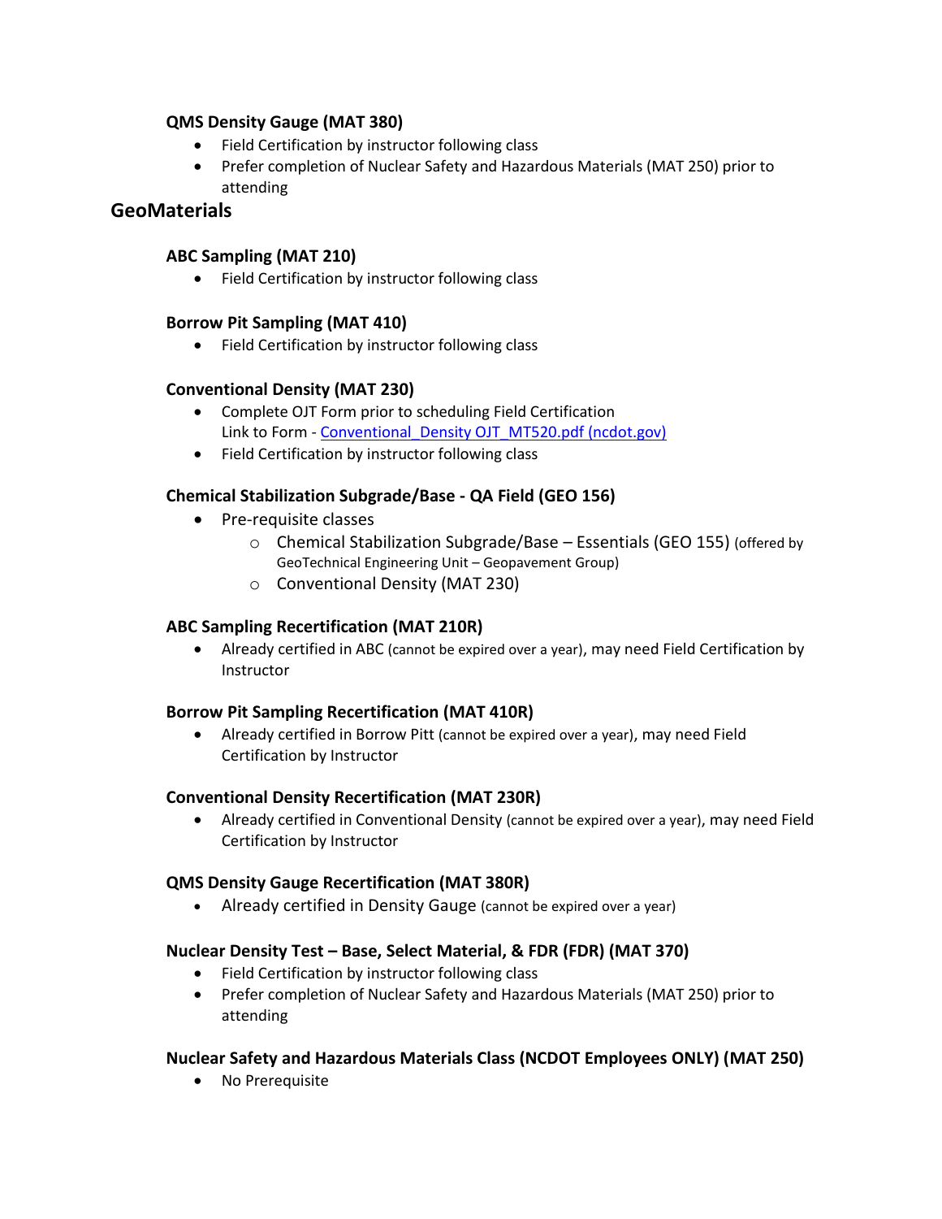### QMS Density Gauge (MAT 380)

- Field Certification by instructor following class
- Prefer completion of Nuclear Safety and Hazardous Materials (MAT 250) prior to attending

## GeoMaterials

### ABC Sampling (MAT 210)

- Field Certification by instructor following class

### Borrow Pit Sampling (MAT 410)

- Field Certification by instructor following class

### Conventional Density (MAT 230)

- Complete OJT Form prior to scheduling Field Certification
  Link to Form - [Conventional_Density OJT_MT520.pdf (ncdot.gov)]
- Field Certification by instructor following class

### Chemical Stabilization Subgrade/Base - QA Field (GEO 156)

- Pre-requisite classes
  - Chemical Stabilization Subgrade/Base – Essentials (GEO 155) (offered by GeoTechnical Engineering Unit – Geopavement Group)
  - Conventional Density (MAT 230)

### ABC Sampling Recertification (MAT 210R)

- Already certified in ABC (cannot be expired over a year), may need Field Certification by Instructor

### Borrow Pit Sampling Recertification (MAT 410R)

- Already certified in Borrow Pitt (cannot be expired over a year), may need Field Certification by Instructor

### Conventional Density Recertification (MAT 230R)

- Already certified in Conventional Density (cannot be expired over a year), may need Field Certification by Instructor

### QMS Density Gauge Recertification (MAT 380R)

- Already certified in Density Gauge (cannot be expired over a year)

### Nuclear Density Test – Base, Select Material, & FDR (FDR) (MAT 370)

- Field Certification by instructor following class
- Prefer completion of Nuclear Safety and Hazardous Materials (MAT 250) prior to attending

### Nuclear Safety and Hazardous Materials Class (NCDOT Employees ONLY) (MAT 250)

- No Prerequisite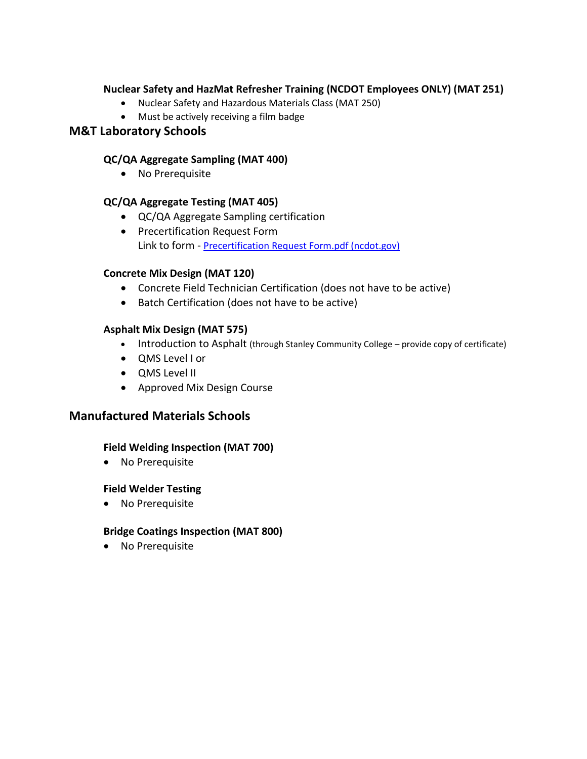### Nuclear Safety and HazMat Refresher Training (NCDOT Employees ONLY) (MAT 251)

- Nuclear Safety and Hazardous Materials Class (MAT 250)
- Must be actively receiving a film badge

## M&T Laboratory Schools

### QC/QA Aggregate Sampling (MAT 400)

- No Prerequisite

### QC/QA Aggregate Testing (MAT 405)

- QC/QA Aggregate Sampling certification
- Precertification Request Form
  Link to form - [Precertification Request Form.pdf (ncdot.gov)]()

### Concrete Mix Design (MAT 120)

- Concrete Field Technician Certification (does not have to be active)
- Batch Certification (does not have to be active)

### Asphalt Mix Design (MAT 575)

- Introduction to Asphalt (through Stanley Community College – provide copy of certificate)
- QMS Level I or
- QMS Level II
- Approved Mix Design Course

## Manufactured Materials Schools

### Field Welding Inspection (MAT 700)

- No Prerequisite

### Field Welder Testing

- No Prerequisite

### Bridge Coatings Inspection (MAT 800)

- No Prerequisite